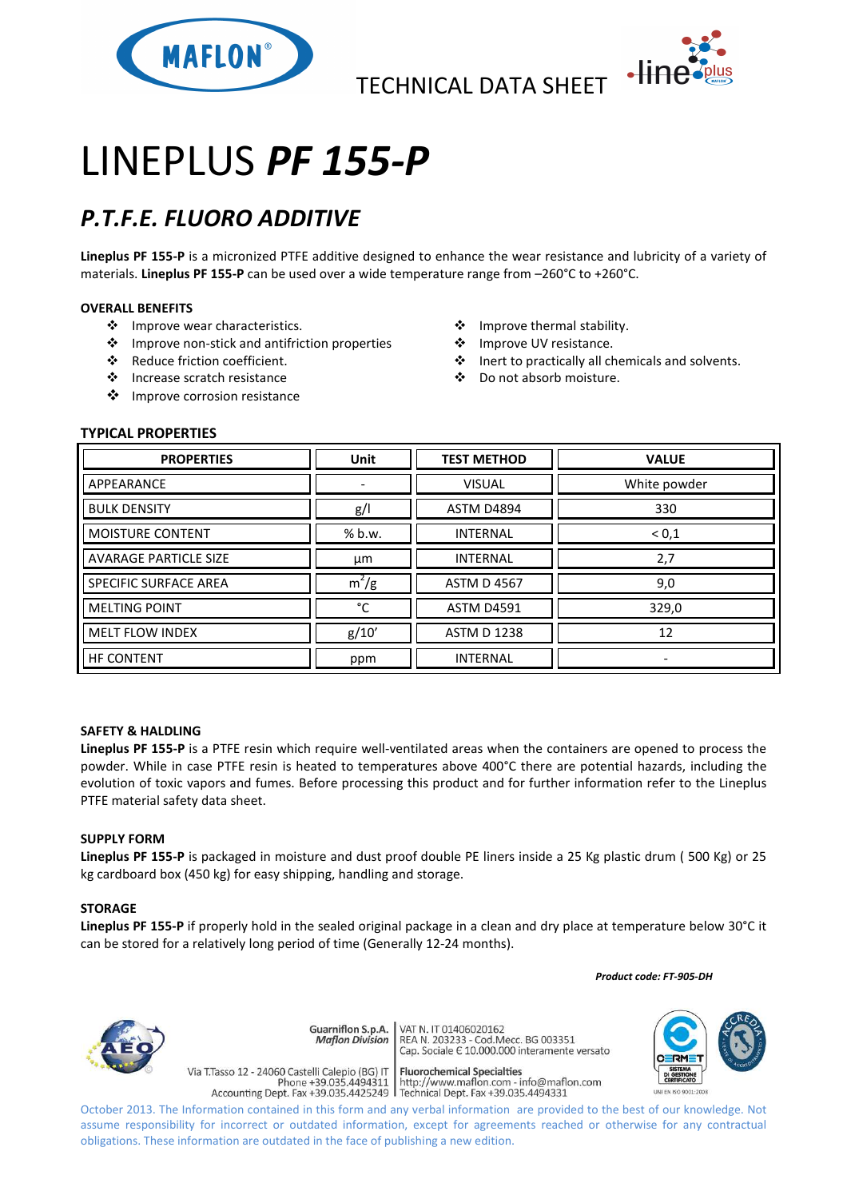TECHNICAL DATA SHEET

# LINEPLUS ***PF 155-P***

## *P.T.F.E. FLUORO ADDITIVE*

**Lineplus PF 155-P** is a micronized PTFE additive designed to enhance the wear resistance and lubricity of a variety of materials. **Lineplus PF 155-P** can be used over a wide temperature range from –260°C to +260°C.

### OVERALL BENEFITS

- Improve wear characteristics.
- Improve non-stick and antifriction properties
- Reduce friction coefficient.
- Increase scratch resistance
- Improve corrosion resistance
- Improve thermal stability.
- Improve UV resistance.
- Inert to practically all chemicals and solvents.
- Do not absorb moisture.

### TYPICAL PROPERTIES

| PROPERTIES | Unit | TEST METHOD | VALUE |
|---|---|---|---|
| APPEARANCE | - | VISUAL | White powder |
| BULK DENSITY | g/l | ASTM D4894 | 330 |
| MOISTURE CONTENT | % b.w. | INTERNAL | < 0,1 |
| AVARAGE PARTICLE SIZE | µm | INTERNAL | 2,7 |
| SPECIFIC SURFACE AREA | $m^2/g$ | ASTM D 4567 | 9,0 |
| MELTING POINT | °C | ASTM D4591 | 329,0 |
| MELT FLOW INDEX | g/10’ | ASTM D 1238 | 12 |
| HF CONTENT | ppm | INTERNAL | - |

### SAFETY & HALDLING

**Lineplus PF 155-P** is a PTFE resin which require well-ventilated areas when the containers are opened to process the powder. While in case PTFE resin is heated to temperatures above 400°C there are potential hazards, including the evolution of toxic vapors and fumes. Before processing this product and for further information refer to the Lineplus PTFE material safety data sheet.

### SUPPLY FORM

**Lineplus PF 155-P** is packaged in moisture and dust proof double PE liners inside a 25 Kg plastic drum ( 500 Kg) or 25 kg cardboard box (450 kg) for easy shipping, handling and storage.

### STORAGE

**Lineplus PF 155-P** if properly hold in the sealed original package in a clean and dry place at temperature below 30°C it can be stored for a relatively long period of time (Generally 12-24 months).

***Product code: FT-905-DH***

Guarniflon S.p.A. *Maflon Division*
Via T.Tasso 12 - 24060 Castelli Calepio (BG) IT
Phone +39.035.4494311
Accounting Dept. Fax +39.035.4425249

VAT N. IT 01406020162
REA N. 203233 - Cod.Mecc. BG 003351
Cap. Sociale € 10.000.000 interamente versato
**Fluorochemical Specialties**
http://www.maflon.com - info@maflon.com
Technical Dept. Fax +39.035.4494331

UNI EN ISO 9001:2008

October 2013. The Information contained in this form and any verbal information are provided to the best of our knowledge. Not assume responsibility for incorrect or outdated information, except for agreements reached or otherwise for any contractual obligations. These information are outdated in the face of publishing a new edition.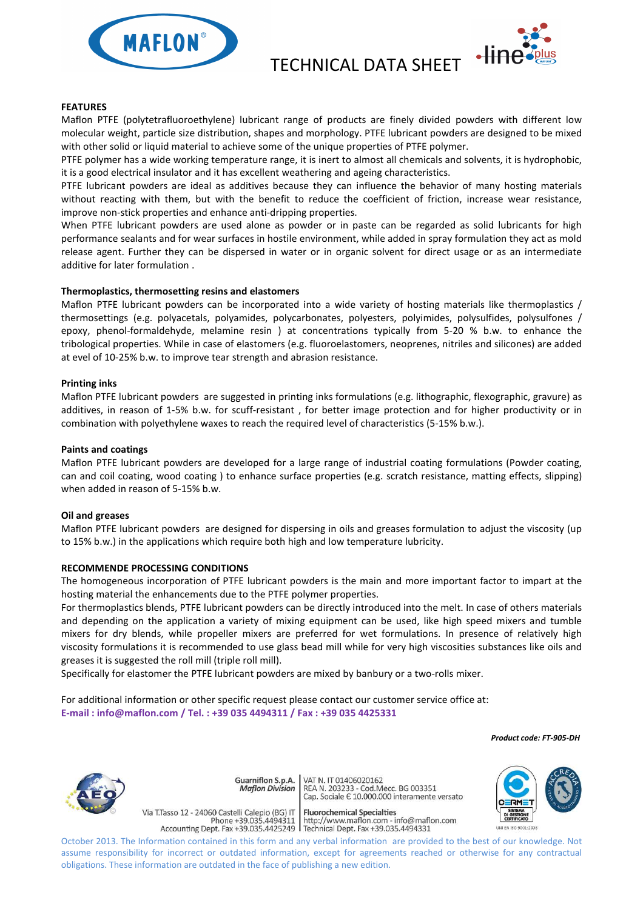# TECHNICAL DATA SHEET

**FEATURES**

Maflon PTFE (polytetrafluoroethylene) lubricant range of products are finely divided powders with different low molecular weight, particle size distribution, shapes and morphology. PTFE lubricant powders are designed to be mixed with other solid or liquid material to achieve some of the unique properties of PTFE polymer.

PTFE polymer has a wide working temperature range, it is inert to almost all chemicals and solvents, it is hydrophobic, it is a good electrical insulator and it has excellent weathering and ageing characteristics.

PTFE lubricant powders are ideal as additives because they can influence the behavior of many hosting materials without reacting with them, but with the benefit to reduce the coefficient of friction, increase wear resistance, improve non-stick properties and enhance anti-dripping properties.

When PTFE lubricant powders are used alone as powder or in paste can be regarded as solid lubricants for high performance sealants and for wear surfaces in hostile environment, while added in spray formulation they act as mold release agent. Further they can be dispersed in water or in organic solvent for direct usage or as an intermediate additive for later formulation .

**Thermoplastics, thermosetting resins and elastomers**

Maflon PTFE lubricant powders can be incorporated into a wide variety of hosting materials like thermoplastics / thermosettings (e.g. polyacetals, polyamides, polycarbonates, polyesters, polyimides, polysulfides, polysulfones / epoxy, phenol-formaldehyde, melamine resin ) at concentrations typically from 5-20 % b.w. to enhance the tribological properties. While in case of elastomers (e.g. fluoroelastomers, neoprenes, nitriles and silicones) are added at evel of 10-25% b.w. to improve tear strength and abrasion resistance.

**Printing inks**

Maflon PTFE lubricant powders are suggested in printing inks formulations (e.g. lithographic, flexographic, gravure) as additives, in reason of 1-5% b.w. for scuff-resistant , for better image protection and for higher productivity or in combination with polyethylene waxes to reach the required level of characteristics (5-15% b.w.).

**Paints and coatings**

Maflon PTFE lubricant powders are developed for a large range of industrial coating formulations (Powder coating, can and coil coating, wood coating ) to enhance surface properties (e.g. scratch resistance, matting effects, slipping) when added in reason of 5-15% b.w.

**Oil and greases**

Maflon PTFE lubricant powders are designed for dispersing in oils and greases formulation to adjust the viscosity (up to 15% b.w.) in the applications which require both high and low temperature lubricity.

**RECOMMENDE PROCESSING CONDITIONS**

The homogeneous incorporation of PTFE lubricant powders is the main and more important factor to impart at the hosting material the enhancements due to the PTFE polymer properties.

For thermoplastics blends, PTFE lubricant powders can be directly introduced into the melt. In case of others materials and depending on the application a variety of mixing equipment can be used, like high speed mixers and tumble mixers for dry blends, while propeller mixers are preferred for wet formulations. In presence of relatively high viscosity formulations it is recommended to use glass bead mill while for very high viscosities substances like oils and greases it is suggested the roll mill (triple roll mill).

Specifically for elastomer the PTFE lubricant powders are mixed by banbury or a two-rolls mixer.

For additional information or other specific request please contact our customer service office at:
**E-mail : info@maflon.com / Tel. : +39 035 4494311 / Fax : +39 035 4425331**

***Product code: FT-905-DH***

Guarniflon S.p.A. *Maflon Division* | VAT N. IT 01406020162 | REA N. 203233 - Cod.Mecc. BG 003351 | Cap. Sociale € 10.000.000 interamente versato

Via T.Tasso 12 - 24060 Castelli Calepio (BG) IT | Phone +39.035.4494311 | Accounting Dept. Fax +39.035.4425249

Fluorochemical Specialties | http://www.maflon.com - info@maflon.com | Technical Dept. Fax +39.035.4494331

October 2013. The Information contained in this form and any verbal information are provided to the best of our knowledge. Not assume responsibility for incorrect or outdated information, except for agreements reached or otherwise for any contractual obligations. These information are outdated in the face of publishing a new edition.